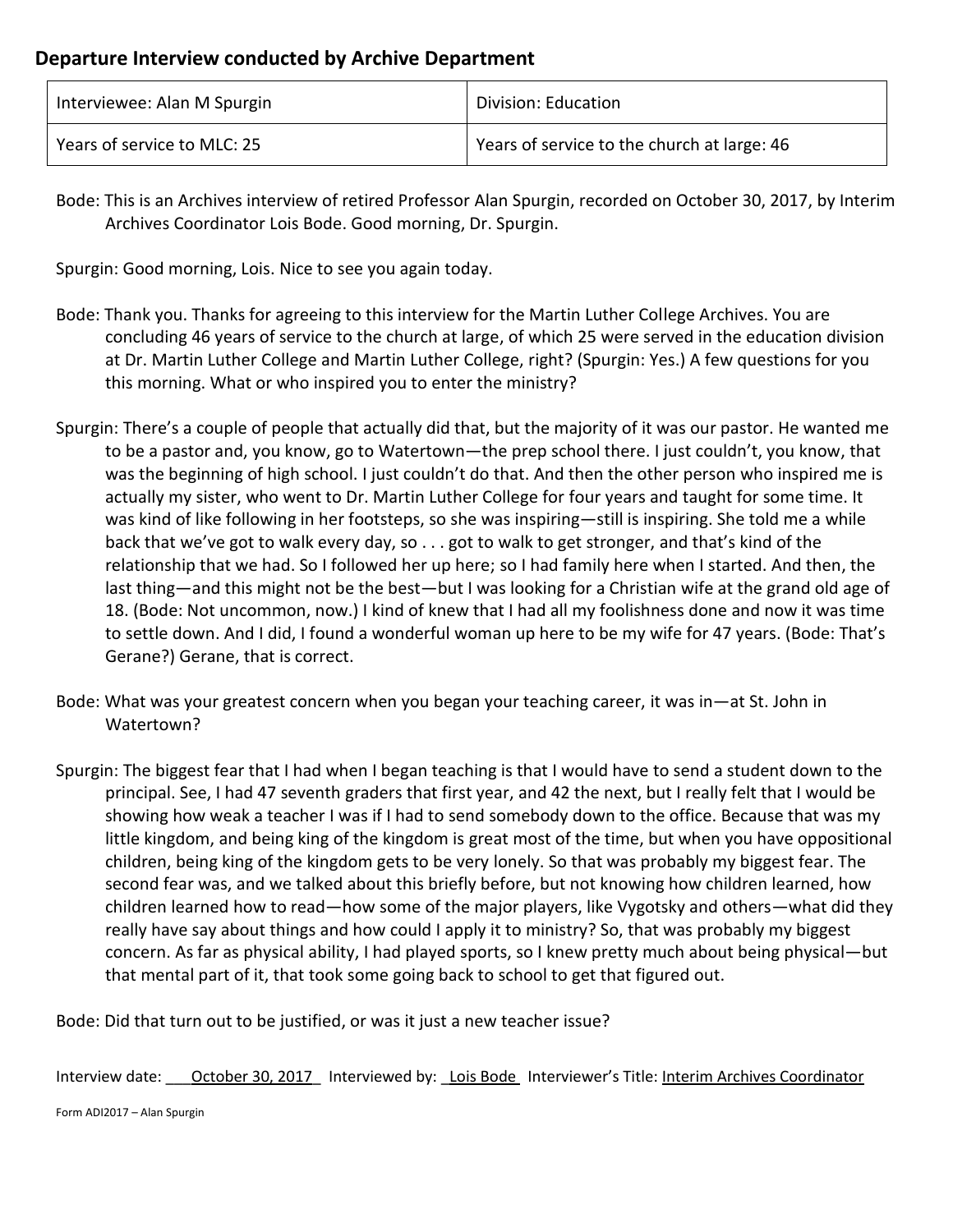## Departure Interview conducted by Archive Department

| Interviewee: Alan M Spurgin | Division: Education |
|---|---|
| Years of service to MLC: 25 | Years of service to the church at large: 46 |

Bode: This is an Archives interview of retired Professor Alan Spurgin, recorded on October 30, 2017, by Interim Archives Coordinator Lois Bode. Good morning, Dr. Spurgin.

Spurgin: Good morning, Lois. Nice to see you again today.

Bode: Thank you. Thanks for agreeing to this interview for the Martin Luther College Archives. You are concluding 46 years of service to the church at large, of which 25 were served in the education division at Dr. Martin Luther College and Martin Luther College, right? (Spurgin: Yes.) A few questions for you this morning. What or who inspired you to enter the ministry?

Spurgin: There's a couple of people that actually did that, but the majority of it was our pastor. He wanted me to be a pastor and, you know, go to Watertown—the prep school there. I just couldn't, you know, that was the beginning of high school. I just couldn't do that. And then the other person who inspired me is actually my sister, who went to Dr. Martin Luther College for four years and taught for some time. It was kind of like following in her footsteps, so she was inspiring—still is inspiring. She told me a while back that we've got to walk every day, so . . . got to walk to get stronger, and that's kind of the relationship that we had. So I followed her up here; so I had family here when I started. And then, the last thing—and this might not be the best—but I was looking for a Christian wife at the grand old age of 18. (Bode: Not uncommon, now.) I kind of knew that I had all my foolishness done and now it was time to settle down. And I did, I found a wonderful woman up here to be my wife for 47 years. (Bode: That's Gerane?) Gerane, that is correct.

Bode: What was your greatest concern when you began your teaching career, it was in—at St. John in Watertown?

Spurgin: The biggest fear that I had when I began teaching is that I would have to send a student down to the principal. See, I had 47 seventh graders that first year, and 42 the next, but I really felt that I would be showing how weak a teacher I was if I had to send somebody down to the office. Because that was my little kingdom, and being king of the kingdom is great most of the time, but when you have oppositional children, being king of the kingdom gets to be very lonely. So that was probably my biggest fear. The second fear was, and we talked about this briefly before, but not knowing how children learned, how children learned how to read—how some of the major players, like Vygotsky and others—what did they really have say about things and how could I apply it to ministry? So, that was probably my biggest concern. As far as physical ability, I had played sports, so I knew pretty much about being physical—but that mental part of it, that took some going back to school to get that figured out.

Bode: Did that turn out to be justified, or was it just a new teacher issue?

Interview date: October 30, 2017 Interviewed by: Lois Bode Interviewer's Title: Interim Archives Coordinator

Form ADI2017 – Alan Spurgin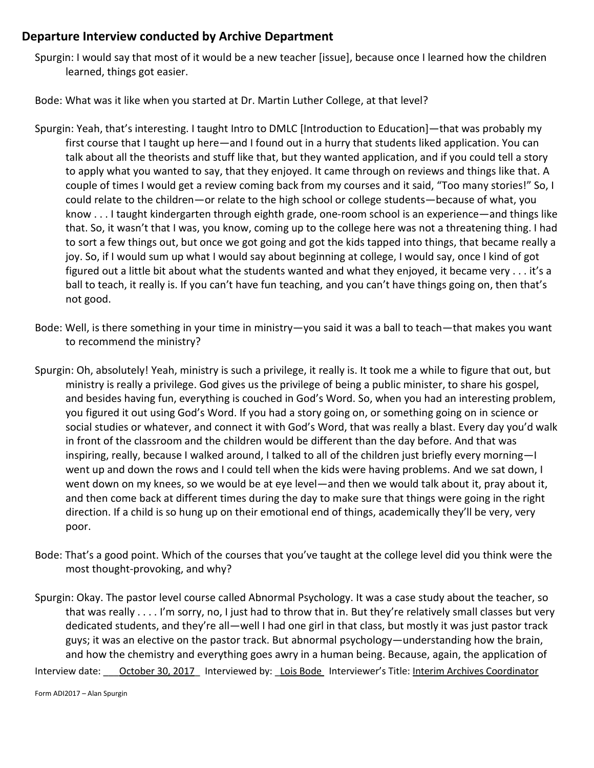## Departure Interview conducted by Archive Department

Spurgin: I would say that most of it would be a new teacher [issue], because once I learned how the children learned, things got easier.

Bode: What was it like when you started at Dr. Martin Luther College, at that level?

Spurgin: Yeah, that's interesting. I taught Intro to DMLC [Introduction to Education]—that was probably my first course that I taught up here—and I found out in a hurry that students liked application. You can talk about all the theorists and stuff like that, but they wanted application, and if you could tell a story to apply what you wanted to say, that they enjoyed. It came through on reviews and things like that. A couple of times I would get a review coming back from my courses and it said, "Too many stories!" So, I could relate to the children—or relate to the high school or college students—because of what, you know . . . I taught kindergarten through eighth grade, one-room school is an experience—and things like that. So, it wasn't that I was, you know, coming up to the college here was not a threatening thing. I had to sort a few things out, but once we got going and got the kids tapped into things, that became really a joy. So, if I would sum up what I would say about beginning at college, I would say, once I kind of got figured out a little bit about what the students wanted and what they enjoyed, it became very . . . it's a ball to teach, it really is. If you can't have fun teaching, and you can't have things going on, then that's not good.

Bode: Well, is there something in your time in ministry—you said it was a ball to teach—that makes you want to recommend the ministry?

Spurgin: Oh, absolutely! Yeah, ministry is such a privilege, it really is. It took me a while to figure that out, but ministry is really a privilege. God gives us the privilege of being a public minister, to share his gospel, and besides having fun, everything is couched in God's Word. So, when you had an interesting problem, you figured it out using God's Word. If you had a story going on, or something going on in science or social studies or whatever, and connect it with God's Word, that was really a blast. Every day you'd walk in front of the classroom and the children would be different than the day before. And that was inspiring, really, because I walked around, I talked to all of the children just briefly every morning—I went up and down the rows and I could tell when the kids were having problems. And we sat down, I went down on my knees, so we would be at eye level—and then we would talk about it, pray about it, and then come back at different times during the day to make sure that things were going in the right direction. If a child is so hung up on their emotional end of things, academically they'll be very, very poor.

Bode: That's a good point. Which of the courses that you've taught at the college level did you think were the most thought-provoking, and why?

Spurgin: Okay. The pastor level course called Abnormal Psychology. It was a case study about the teacher, so that was really . . . . I'm sorry, no, I just had to throw that in. But they're relatively small classes but very dedicated students, and they're all—well I had one girl in that class, but mostly it was just pastor track guys; it was an elective on the pastor track. But abnormal psychology—understanding how the brain, and how the chemistry and everything goes awry in a human being. Because, again, the application of

Interview date: October 30, 2017 Interviewed by: Lois Bode Interviewer's Title: Interim Archives Coordinator

Form ADI2017 – Alan Spurgin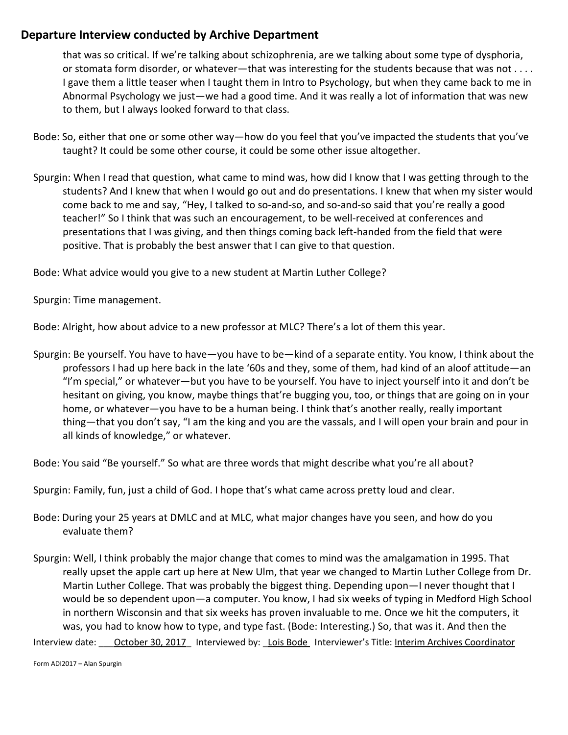that was so critical. If we're talking about schizophrenia, are we talking about some type of dysphoria, or stomata form disorder, or whatever—that was interesting for the students because that was not . . . . I gave them a little teaser when I taught them in Intro to Psychology, but when they came back to me in Abnormal Psychology we just—we had a good time. And it was really a lot of information that was new to them, but I always looked forward to that class.

Bode: So, either that one or some other way—how do you feel that you've impacted the students that you've taught? It could be some other course, it could be some other issue altogether.

Spurgin: When I read that question, what came to mind was, how did I know that I was getting through to the students? And I knew that when I would go out and do presentations. I knew that when my sister would come back to me and say, "Hey, I talked to so-and-so, and so-and-so said that you're really a good teacher!" So I think that was such an encouragement, to be well-received at conferences and presentations that I was giving, and then things coming back left-handed from the field that were positive. That is probably the best answer that I can give to that question.

Bode: What advice would you give to a new student at Martin Luther College?

Spurgin: Time management.

Bode: Alright, how about advice to a new professor at MLC? There's a lot of them this year.

Spurgin: Be yourself. You have to have—you have to be—kind of a separate entity. You know, I think about the professors I had up here back in the late '60s and they, some of them, had kind of an aloof attitude—an "I'm special," or whatever—but you have to be yourself. You have to inject yourself into it and don't be hesitant on giving, you know, maybe things that're bugging you, too, or things that are going on in your home, or whatever—you have to be a human being. I think that's another really, really important thing—that you don't say, "I am the king and you are the vassals, and I will open your brain and pour in all kinds of knowledge," or whatever.

Bode: You said "Be yourself." So what are three words that might describe what you're all about?

Spurgin: Family, fun, just a child of God. I hope that's what came across pretty loud and clear.

Bode: During your 25 years at DMLC and at MLC, what major changes have you seen, and how do you evaluate them?

Spurgin: Well, I think probably the major change that comes to mind was the amalgamation in 1995. That really upset the apple cart up here at New Ulm, that year we changed to Martin Luther College from Dr. Martin Luther College. That was probably the biggest thing. Depending upon—I never thought that I would be so dependent upon—a computer. You know, I had six weeks of typing in Medford High School in northern Wisconsin and that six weeks has proven invaluable to me. Once we hit the computers, it was, you had to know how to type, and type fast. (Bode: Interesting.) So, that was it. And then the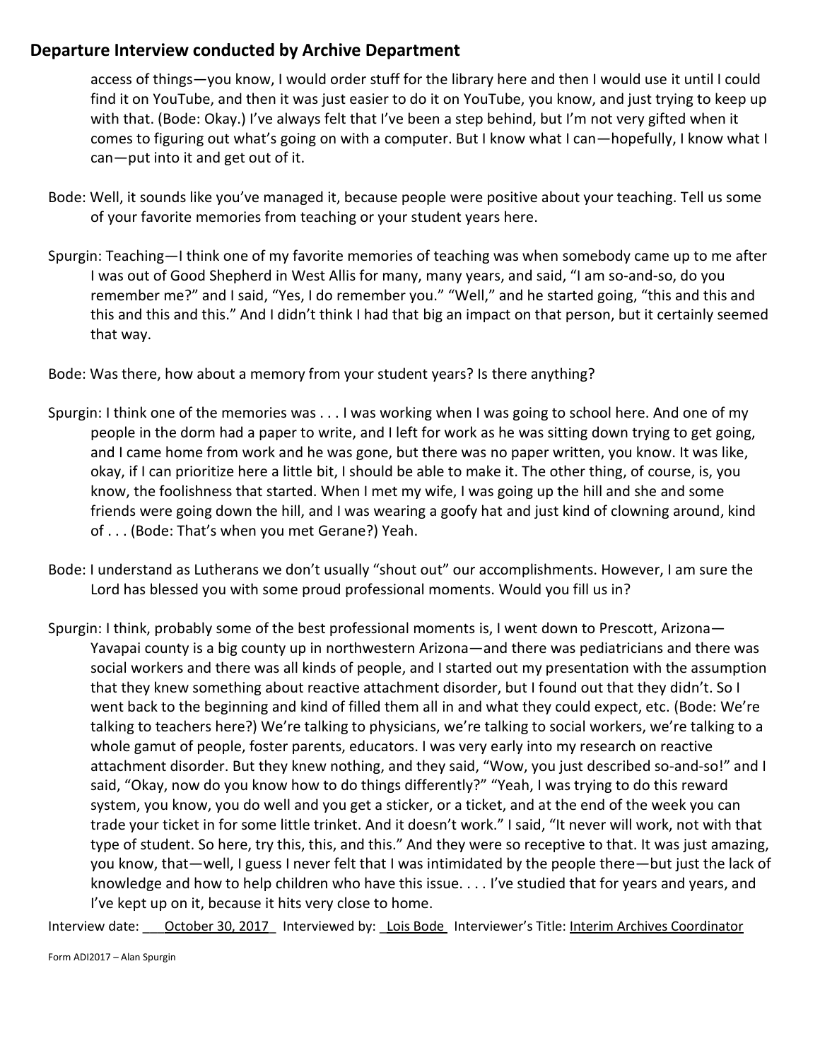access of things—you know, I would order stuff for the library here and then I would use it until I could find it on YouTube, and then it was just easier to do it on YouTube, you know, and just trying to keep up with that. (Bode: Okay.) I've always felt that I've been a step behind, but I'm not very gifted when it comes to figuring out what's going on with a computer. But I know what I can—hopefully, I know what I can—put into it and get out of it.

Bode: Well, it sounds like you've managed it, because people were positive about your teaching. Tell us some of your favorite memories from teaching or your student years here.

Spurgin: Teaching—I think one of my favorite memories of teaching was when somebody came up to me after I was out of Good Shepherd in West Allis for many, many years, and said, "I am so-and-so, do you remember me?" and I said, "Yes, I do remember you." "Well," and he started going, "this and this and this and this and this." And I didn't think I had that big an impact on that person, but it certainly seemed that way.

Bode: Was there, how about a memory from your student years? Is there anything?

Spurgin: I think one of the memories was . . . I was working when I was going to school here. And one of my people in the dorm had a paper to write, and I left for work as he was sitting down trying to get going, and I came home from work and he was gone, but there was no paper written, you know. It was like, okay, if I can prioritize here a little bit, I should be able to make it. The other thing, of course, is, you know, the foolishness that started. When I met my wife, I was going up the hill and she and some friends were going down the hill, and I was wearing a goofy hat and just kind of clowning around, kind of . . . (Bode: That's when you met Gerane?) Yeah.

Bode: I understand as Lutherans we don't usually "shout out" our accomplishments. However, I am sure the Lord has blessed you with some proud professional moments. Would you fill us in?

Spurgin: I think, probably some of the best professional moments is, I went down to Prescott, Arizona—Yavapai county is a big county up in northwestern Arizona—and there was pediatricians and there was social workers and there was all kinds of people, and I started out my presentation with the assumption that they knew something about reactive attachment disorder, but I found out that they didn't. So I went back to the beginning and kind of filled them all in and what they could expect, etc. (Bode: We're talking to teachers here?) We're talking to physicians, we're talking to social workers, we're talking to a whole gamut of people, foster parents, educators. I was very early into my research on reactive attachment disorder. But they knew nothing, and they said, "Wow, you just described so-and-so!" and I said, "Okay, now do you know how to do things differently?" "Yeah, I was trying to do this reward system, you know, you do well and you get a sticker, or a ticket, and at the end of the week you can trade your ticket in for some little trinket. And it doesn't work." I said, "It never will work, not with that type of student. So here, try this, this, and this." And they were so receptive to that. It was just amazing, you know, that—well, I guess I never felt that I was intimidated by the people there—but just the lack of knowledge and how to help children who have this issue. . . . I've studied that for years and years, and I've kept up on it, because it hits very close to home.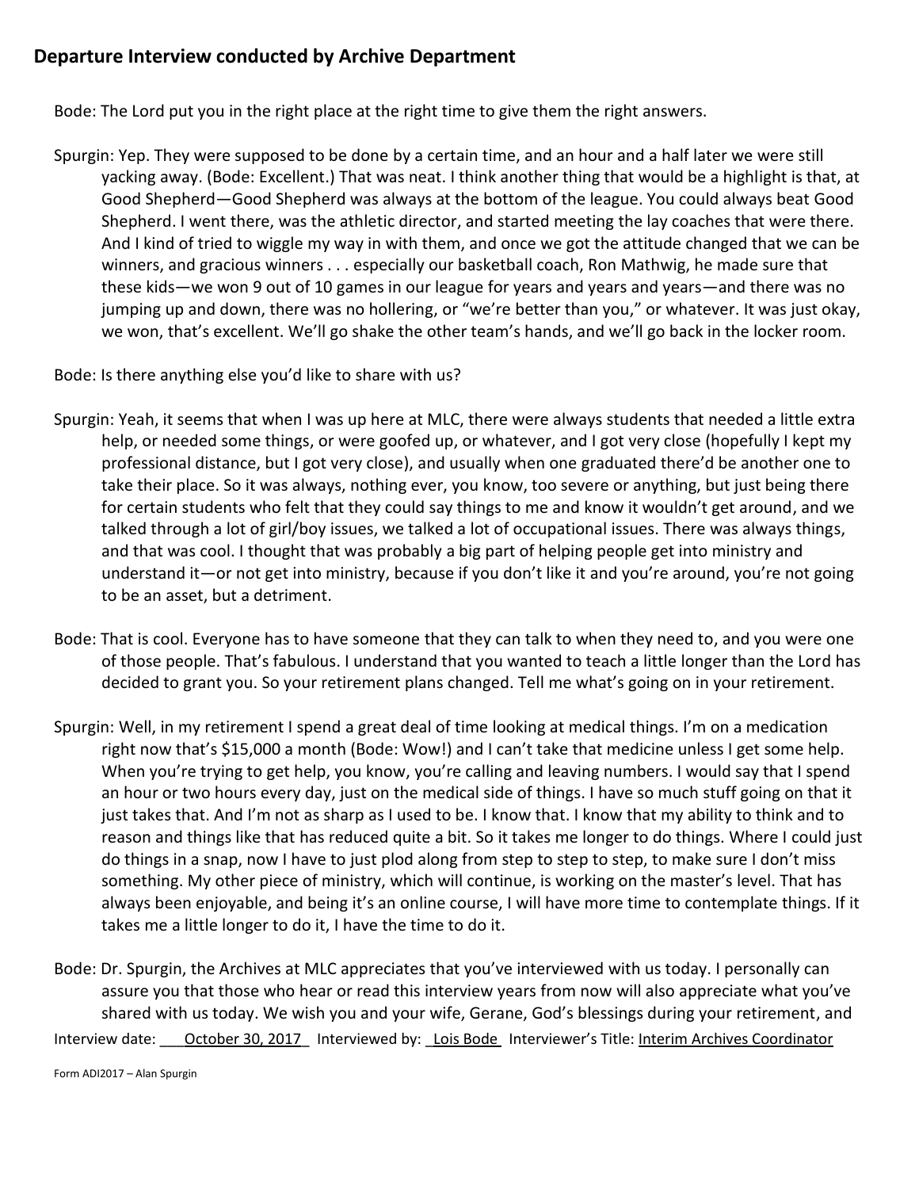## Departure Interview conducted by Archive Department

Bode: The Lord put you in the right place at the right time to give them the right answers.

Spurgin: Yep. They were supposed to be done by a certain time, and an hour and a half later we were still yacking away. (Bode: Excellent.) That was neat. I think another thing that would be a highlight is that, at Good Shepherd—Good Shepherd was always at the bottom of the league. You could always beat Good Shepherd. I went there, was the athletic director, and started meeting the lay coaches that were there. And I kind of tried to wiggle my way in with them, and once we got the attitude changed that we can be winners, and gracious winners . . . especially our basketball coach, Ron Mathwig, he made sure that these kids—we won 9 out of 10 games in our league for years and years and years—and there was no jumping up and down, there was no hollering, or "we're better than you," or whatever. It was just okay, we won, that's excellent. We'll go shake the other team's hands, and we'll go back in the locker room.

Bode: Is there anything else you'd like to share with us?

Spurgin: Yeah, it seems that when I was up here at MLC, there were always students that needed a little extra help, or needed some things, or were goofed up, or whatever, and I got very close (hopefully I kept my professional distance, but I got very close), and usually when one graduated there'd be another one to take their place. So it was always, nothing ever, you know, too severe or anything, but just being there for certain students who felt that they could say things to me and know it wouldn't get around, and we talked through a lot of girl/boy issues, we talked a lot of occupational issues. There was always things, and that was cool. I thought that was probably a big part of helping people get into ministry and understand it—or not get into ministry, because if you don't like it and you're around, you're not going to be an asset, but a detriment.

Bode: That is cool. Everyone has to have someone that they can talk to when they need to, and you were one of those people. That's fabulous. I understand that you wanted to teach a little longer than the Lord has decided to grant you. So your retirement plans changed. Tell me what's going on in your retirement.

Spurgin: Well, in my retirement I spend a great deal of time looking at medical things. I'm on a medication right now that's $15,000 a month (Bode: Wow!) and I can't take that medicine unless I get some help. When you're trying to get help, you know, you're calling and leaving numbers. I would say that I spend an hour or two hours every day, just on the medical side of things. I have so much stuff going on that it just takes that. And I'm not as sharp as I used to be. I know that. I know that my ability to think and to reason and things like that has reduced quite a bit. So it takes me longer to do things. Where I could just do things in a snap, now I have to just plod along from step to step to step, to make sure I don't miss something. My other piece of ministry, which will continue, is working on the master's level. That has always been enjoyable, and being it's an online course, I will have more time to contemplate things. If it takes me a little longer to do it, I have the time to do it.

Bode: Dr. Spurgin, the Archives at MLC appreciates that you've interviewed with us today. I personally can assure you that those who hear or read this interview years from now will also appreciate what you've shared with us today. We wish you and your wife, Gerane, God's blessings during your retirement, and

Interview date: October 30, 2017 Interviewed by: Lois Bode Interviewer's Title: Interim Archives Coordinator

Form ADI2017 – Alan Spurgin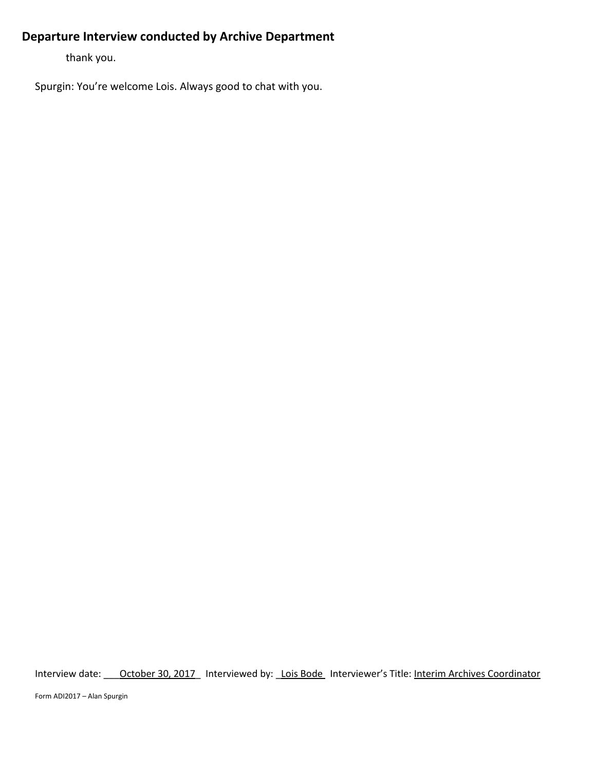thank you.

Spurgin: You're welcome Lois. Always good to chat with you.